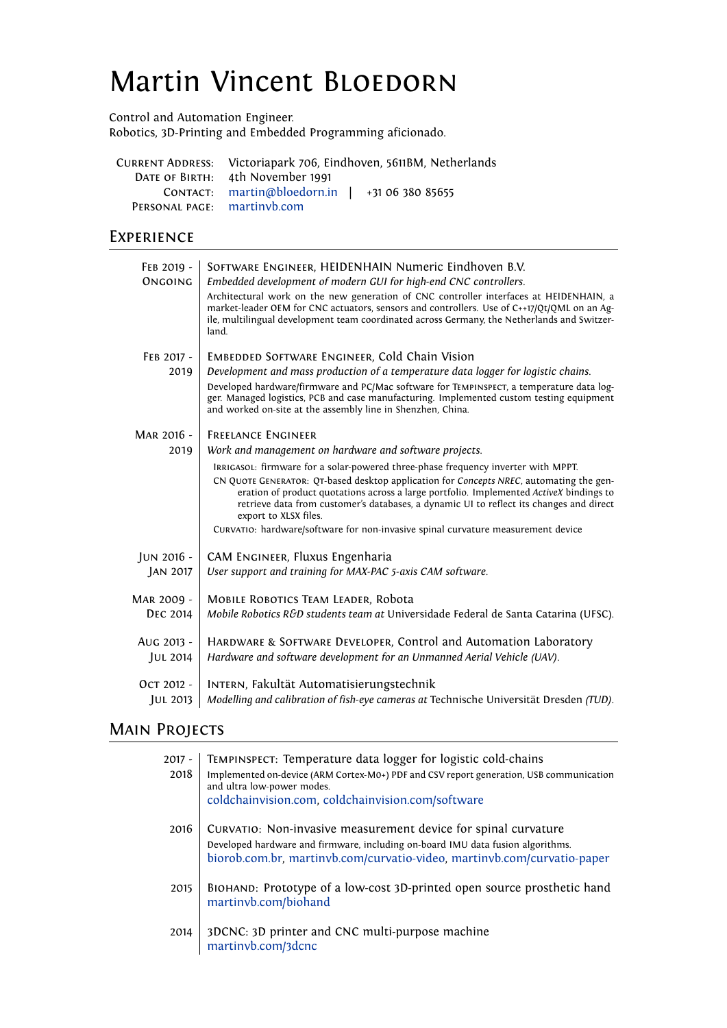# Martin Vincent Bloedorn

Control and Automation Engineer.
Robotics, 3D-Printing and Embedded Programming aficionado.

**Current Address:** Victoriapark 706, Eindhoven, 5611BM, Netherlands
**Date of Birth:** 4th November 1991
**Contact:** martin@bloedorn.in | +31 06 380 85655
**Personal page:** martinvb.com

## Experience

**Feb 2019 - Ongoing** | **Software Engineer**, HEIDENHAIN Numeric Eindhoven B.V.
*Embedded development of modern GUI for high-end CNC controllers.*
Architectural work on the new generation of CNC controller interfaces at HEIDENHAIN, a market-leader OEM for CNC actuators, sensors and controllers. Use of C++17/Qt/QML on an Agile, multilingual development team coordinated across Germany, the Netherlands and Switzerland.

**Feb 2017 - 2019** | **Embedded Software Engineer**, Cold Chain Vision
*Development and mass production of a temperature data logger for logistic chains.*
Developed hardware/firmware and PC/Mac software for Tempinspect, a temperature data logger. Managed logistics, PCB and case manufacturing. Implemented custom testing equipment and worked on-site at the assembly line in Shenzhen, China.

**Mar 2016 - 2019** | **Freelance Engineer**
*Work and management on hardware and software projects.*
- Irrigasol: firmware for a solar-powered three-phase frequency inverter with MPPT.
- CN Quote Generator: Qt-based desktop application for *Concepts NREC*, automating the generation of product quotations across a large portfolio. Implemented *ActiveX* bindings to retrieve data from customer's databases, a dynamic UI to reflect its changes and direct export to XLSX files.
- Curvatio: hardware/software for non-invasive spinal curvature measurement device

**Jun 2016 - Jan 2017** | **CAM Engineer**, Fluxus Engenharia
*User support and training for MAX-PAC 5-axis CAM software.*

**Mar 2009 - Dec 2014** | **Mobile Robotics Team Leader**, Robota
*Mobile Robotics R&D students team at* Universidade Federal de Santa Catarina (UFSC).

**Aug 2013 - Jul 2014** | **Hardware & Software Developer**, Control and Automation Laboratory
*Hardware and software development for an Unmanned Aerial Vehicle (UAV).*

**Oct 2012 - Jul 2013** | **Intern**, Fakultät Automatisierungstechnik
*Modelling and calibration of fish-eye cameras at* Technische Universität Dresden *(TUD)*.

## Main Projects

**2017 - 2018** | **Tempinspect:** Temperature data logger for logistic cold-chains
Implemented on-device (ARM Cortex-M0+) PDF and CSV report generation, USB communication and ultra low-power modes.
coldchainvision.com, coldchainvision.com/software

**2016** | **Curvatio:** Non-invasive measurement device for spinal curvature
Developed hardware and firmware, including on-board IMU data fusion algorithms.
biorob.com.br, martinvb.com/curvatio-video, martinvb.com/curvatio-paper

**2015** | **Biohand:** Prototype of a low-cost 3D-printed open source prosthetic hand
martinvb.com/biohand

**2014** | **3DCNC:** 3D printer and CNC multi-purpose machine
martinvb.com/3dcnc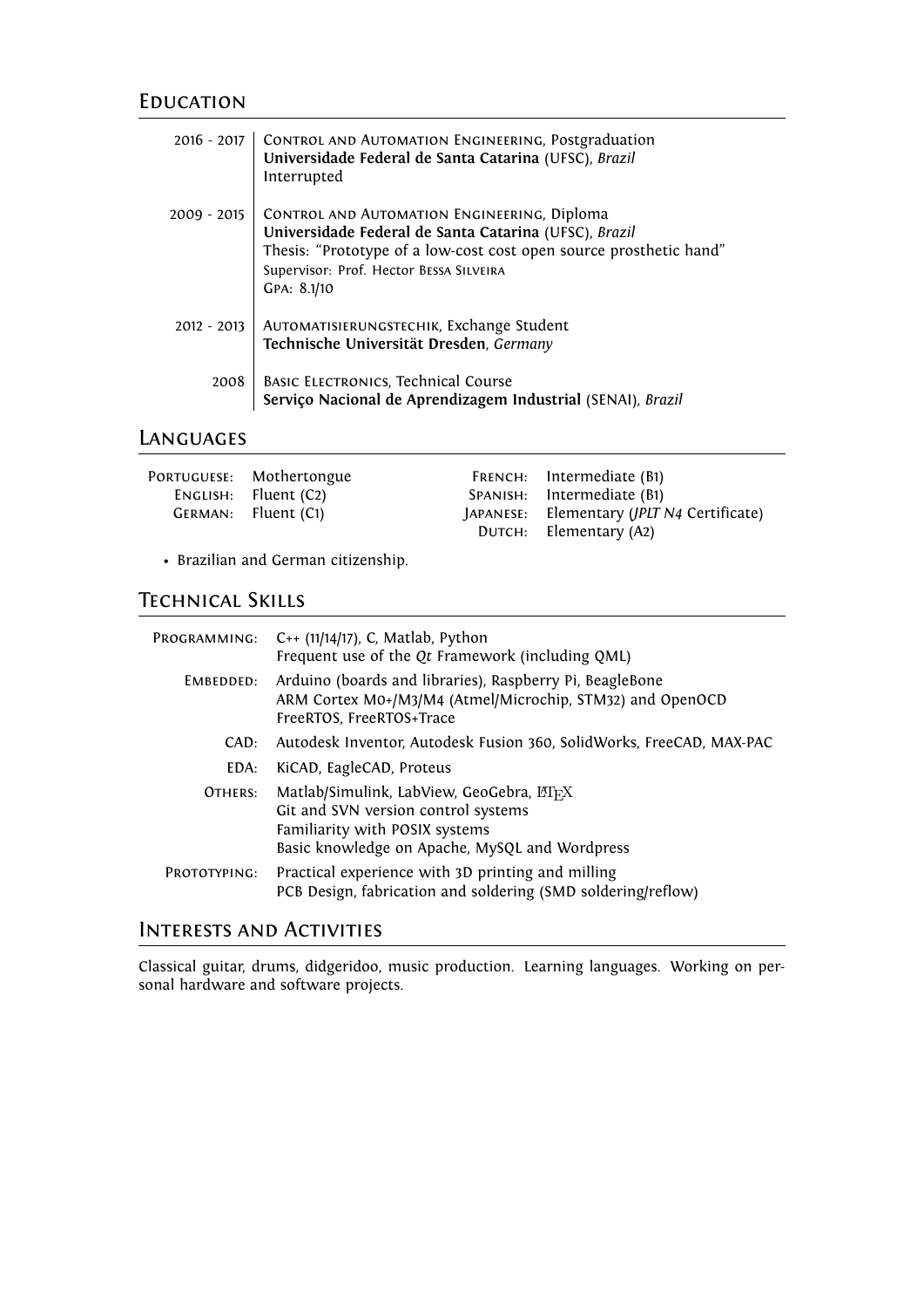## Education

| | |
|---|---|
| 2016 - 2017 | Control and Automation Engineering, Postgraduation<br>**Universidade Federal de Santa Catarina** (UFSC), *Brazil*<br>Interrupted |
| 2009 - 2015 | Control and Automation Engineering, Diploma<br>**Universidade Federal de Santa Catarina** (UFSC), *Brazil*<br>Thesis: "Prototype of a low-cost cost open source prosthetic hand"<br>Supervisor: Prof. Hector Bessa Silveira<br>Gpa: 8.1/10 |
| 2012 - 2013 | Automatisierungstechik, Exchange Student<br>**Technische Universität Dresden**, *Germany* |
| 2008 | Basic Electronics, Technical Course<br>**Serviço Nacional de Aprendizagem Industrial** (SENAI), *Brazil* |

## Languages

| | | | |
|---|---|---|---|
| Portuguese: | Mothertongue | French: | Intermediate (B1) |
| English: | Fluent (C2) | Spanish: | Intermediate (B1) |
| German: | Fluent (C1) | Japanese: | Elementary (*JPLT N4* Certificate) |
| | | Dutch: | Elementary (A2) |

- Brazilian and German citizenship.

## Technical Skills

| | |
|---|---|
| Programming: | C++ (11/14/17), C, Matlab, Python<br>Frequent use of the *Qt* Framework (including QML) |
| Embedded: | Arduino (boards and libraries), Raspberry Pi, BeagleBone<br>ARM Cortex M0+/M3/M4 (Atmel/Microchip, STM32) and OpenOCD<br>FreeRTOS, FreeRTOS+Trace |
| CAD: | Autodesk Inventor, Autodesk Fusion 360, SolidWorks, FreeCAD, MAX-PAC |
| EDA: | KiCAD, EagleCAD, Proteus |
| Others: | Matlab/Simulink, LabView, GeoGebra, LaTeX<br>Git and SVN version control systems<br>Familiarity with POSIX systems<br>Basic knowledge on Apache, MySQL and Wordpress |
| Prototyping: | Practical experience with 3D printing and milling<br>PCB Design, fabrication and soldering (SMD soldering/reflow) |

## Interests and Activities

Classical guitar, drums, didgeridoo, music production. Learning languages. Working on personal hardware and software projects.